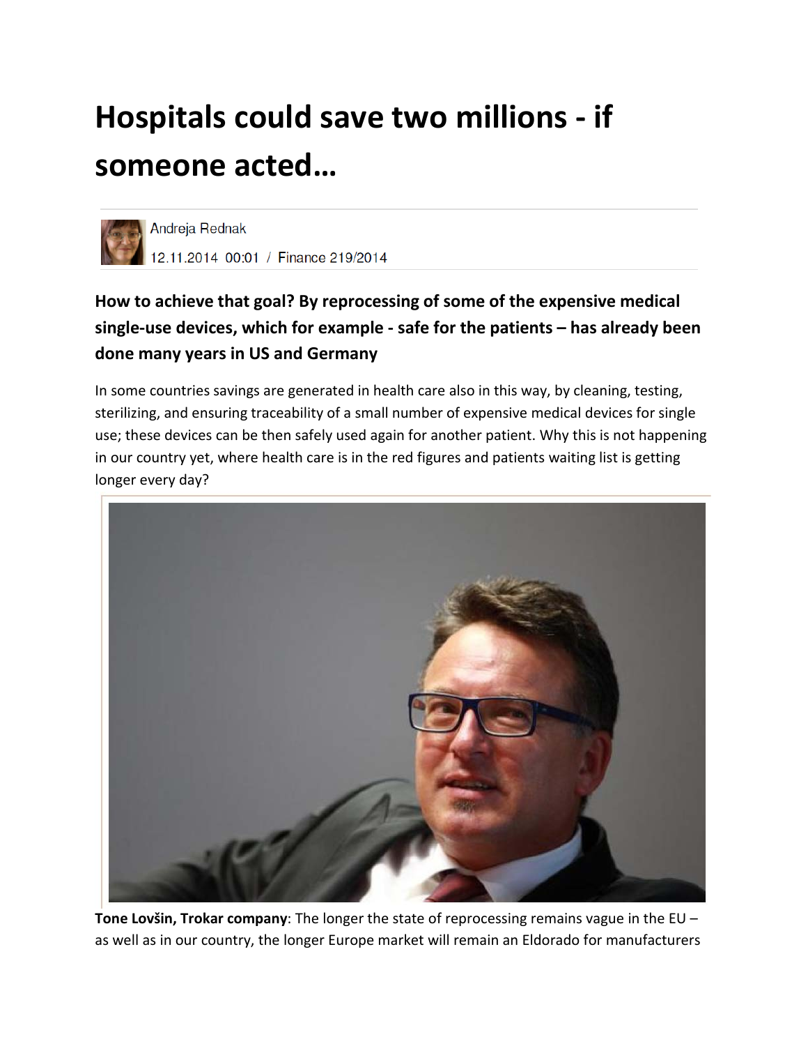# Hospitals could save two millions - if someone acted…

Andreja Rednak
12.11.2014 00:01 / Finance 219/2014

**How to achieve that goal? By reprocessing of some of the expensive medical single-use devices, which for example - safe for the patients – has already been done many years in US and Germany**

In some countries savings are generated in health care also in this way, by cleaning, testing, sterilizing, and ensuring traceability of a small number of expensive medical devices for single use; these devices can be then safely used again for another patient. Why this is not happening in our country yet, where health care is in the red figures and patients waiting list is getting longer every day?

**Tone Lovšin, Trokar company**: The longer the state of reprocessing remains vague in the EU – as well as in our country, the longer Europe market will remain an Eldorado for manufacturers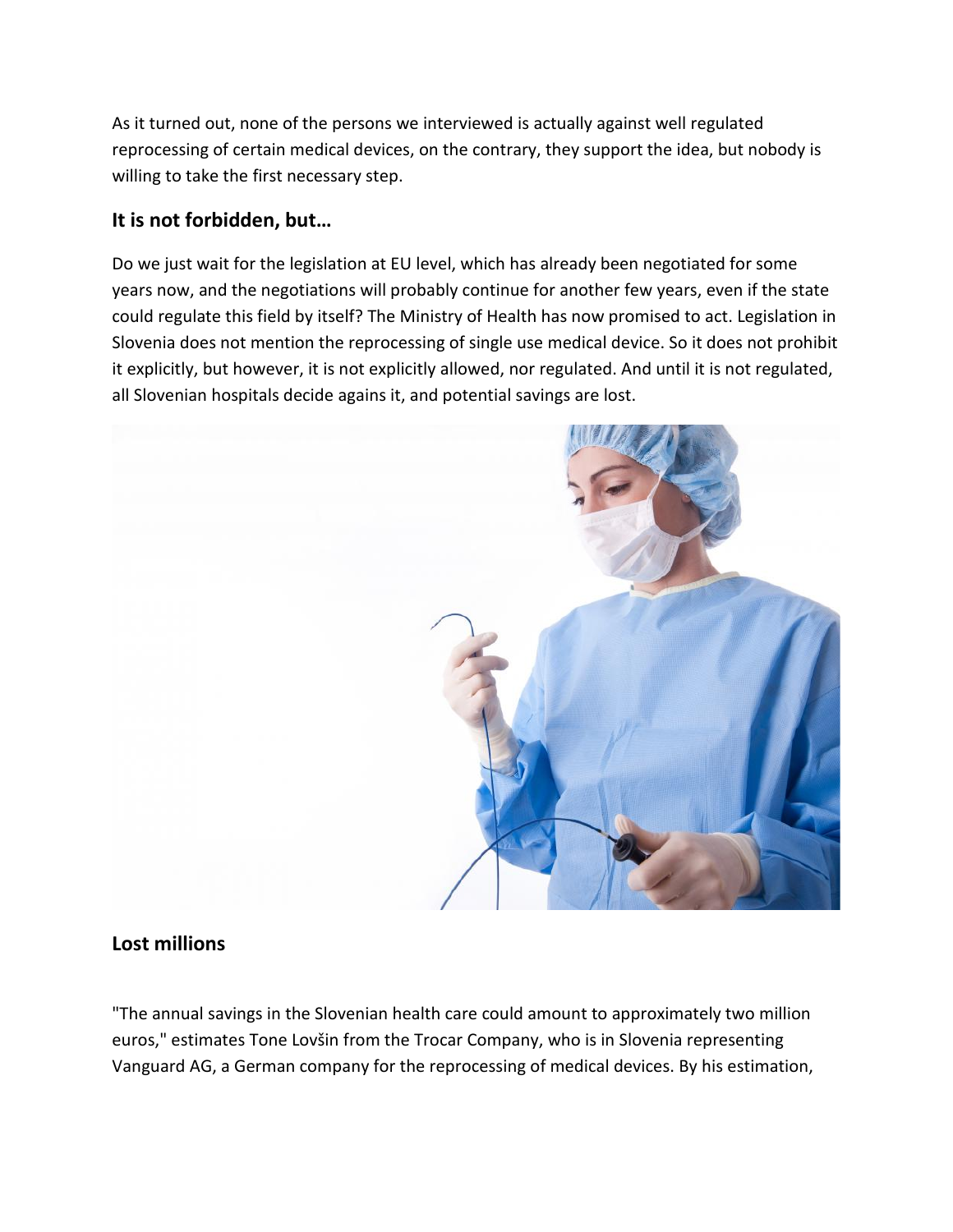As it turned out, none of the persons we interviewed is actually against well regulated reprocessing of certain medical devices, on the contrary, they support the idea, but nobody is willing to take the first necessary step.

## It is not forbidden, but…

Do we just wait for the legislation at EU level, which has already been negotiated for some years now, and the negotiations will probably continue for another few years, even if the state could regulate this field by itself? The Ministry of Health has now promised to act. Legislation in Slovenia does not mention the reprocessing of single use medical device. So it does not prohibit it explicitly, but however, it is not explicitly allowed, nor regulated. And until it is not regulated, all Slovenian hospitals decide agains it, and potential savings are lost.

## Lost millions

"The annual savings in the Slovenian health care could amount to approximately two million euros," estimates Tone Lovšin from the Trocar Company, who is in Slovenia representing Vanguard AG, a German company for the reprocessing of medical devices. By his estimation,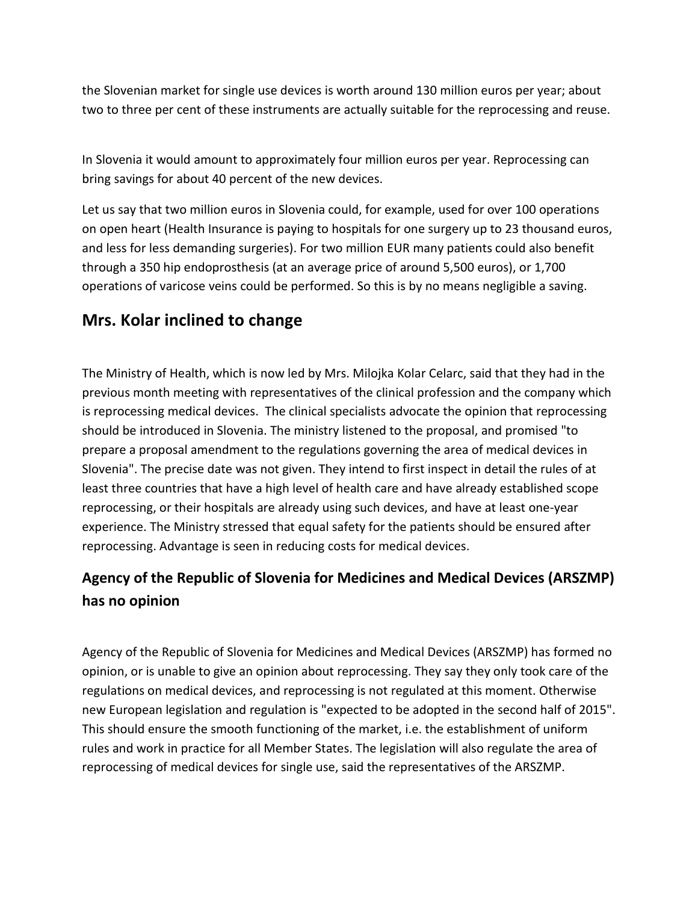the Slovenian market for single use devices is worth around 130 million euros per year; about two to three per cent of these instruments are actually suitable for the reprocessing and reuse.

In Slovenia it would amount to approximately four million euros per year. Reprocessing can bring savings for about 40 percent of the new devices.

Let us say that two million euros in Slovenia could, for example, used for over 100 operations on open heart (Health Insurance is paying to hospitals for one surgery up to 23 thousand euros, and less for less demanding surgeries). For two million EUR many patients could also benefit through a 350 hip endoprosthesis (at an average price of around 5,500 euros), or 1,700 operations of varicose veins could be performed. So this is by no means negligible a saving.

## Mrs. Kolar inclined to change

The Ministry of Health, which is now led by Mrs. Milojka Kolar Celarc, said that they had in the previous month meeting with representatives of the clinical profession and the company which is reprocessing medical devices. The clinical specialists advocate the opinion that reprocessing should be introduced in Slovenia. The ministry listened to the proposal, and promised "to prepare a proposal amendment to the regulations governing the area of medical devices in Slovenia". The precise date was not given. They intend to first inspect in detail the rules of at least three countries that have a high level of health care and have already established scope reprocessing, or their hospitals are already using such devices, and have at least one-year experience. The Ministry stressed that equal safety for the patients should be ensured after reprocessing. Advantage is seen in reducing costs for medical devices.

### Agency of the Republic of Slovenia for Medicines and Medical Devices (ARSZMP) has no opinion

Agency of the Republic of Slovenia for Medicines and Medical Devices (ARSZMP) has formed no opinion, or is unable to give an opinion about reprocessing. They say they only took care of the regulations on medical devices, and reprocessing is not regulated at this moment. Otherwise new European legislation and regulation is "expected to be adopted in the second half of 2015". This should ensure the smooth functioning of the market, i.e. the establishment of uniform rules and work in practice for all Member States. The legislation will also regulate the area of reprocessing of medical devices for single use, said the representatives of the ARSZMP.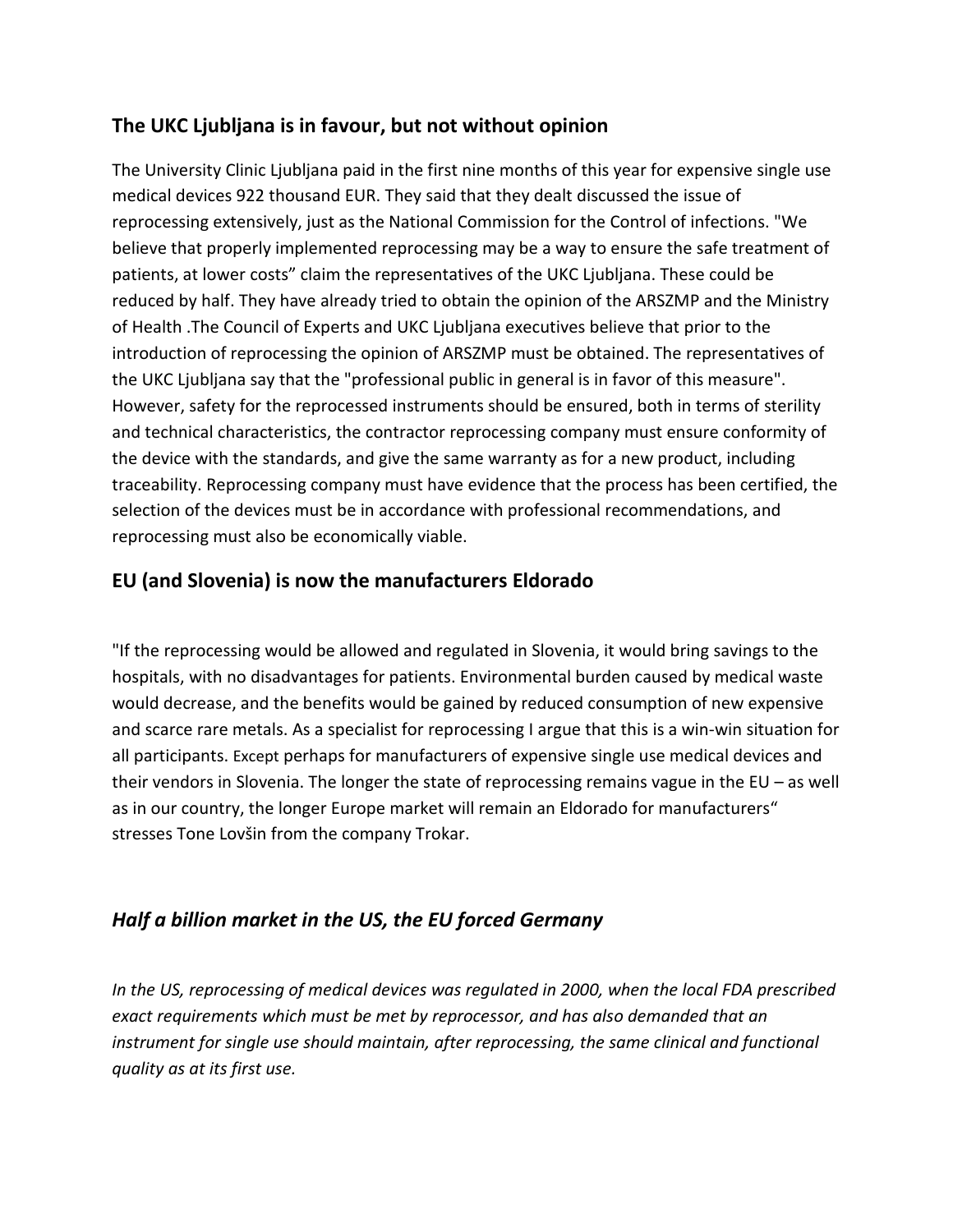## The UKC Ljubljana is in favour, but not without opinion

The University Clinic Ljubljana paid in the first nine months of this year for expensive single use medical devices 922 thousand EUR. They said that they dealt discussed the issue of reprocessing extensively, just as the National Commission for the Control of infections. "We believe that properly implemented reprocessing may be a way to ensure the safe treatment of patients, at lower costs" claim the representatives of the UKC Ljubljana. These could be reduced by half. They have already tried to obtain the opinion of the ARSZMP and the Ministry of Health .The Council of Experts and UKC Ljubljana executives believe that prior to the introduction of reprocessing the opinion of ARSZMP must be obtained. The representatives of the UKC Ljubljana say that the "professional public in general is in favor of this measure". However, safety for the reprocessed instruments should be ensured, both in terms of sterility and technical characteristics, the contractor reprocessing company must ensure conformity of the device with the standards, and give the same warranty as for a new product, including traceability. Reprocessing company must have evidence that the process has been certified, the selection of the devices must be in accordance with professional recommendations, and reprocessing must also be economically viable.

## EU (and Slovenia) is now the manufacturers Eldorado

"If the reprocessing would be allowed and regulated in Slovenia, it would bring savings to the hospitals, with no disadvantages for patients. Environmental burden caused by medical waste would decrease, and the benefits would be gained by reduced consumption of new expensive and scarce rare metals. As a specialist for reprocessing I argue that this is a win-win situation for all participants. Except perhaps for manufacturers of expensive single use medical devices and their vendors in Slovenia. The longer the state of reprocessing remains vague in the EU – as well as in our country, the longer Europe market will remain an Eldorado for manufacturers" stresses Tone Lovšin from the company Trokar.

## *Half a billion market in the US, the EU forced Germany*

*In the US, reprocessing of medical devices was regulated in 2000, when the local FDA prescribed exact requirements which must be met by reprocessor, and has also demanded that an instrument for single use should maintain, after reprocessing, the same clinical and functional quality as at its first use.*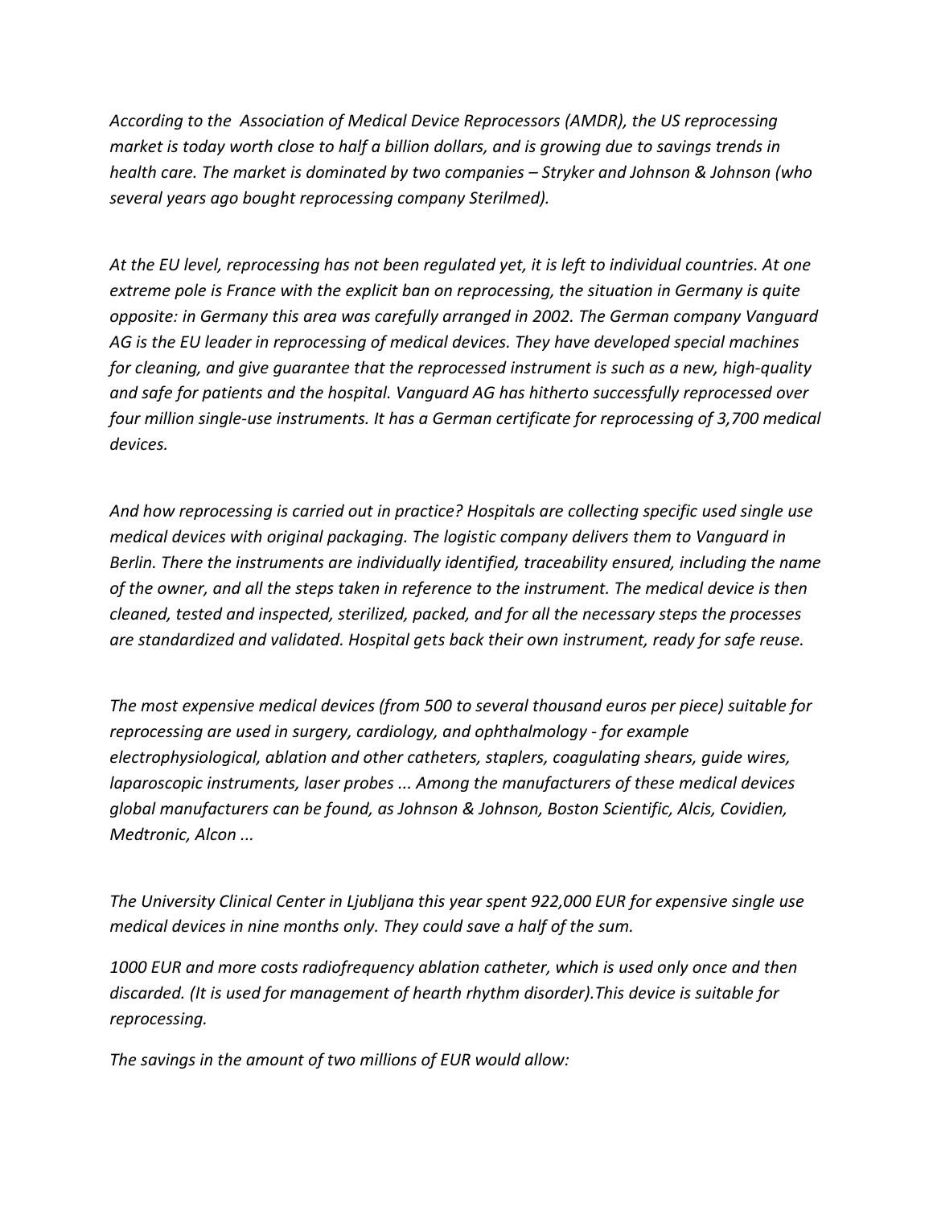*According to the  Association of Medical Device Reprocessors (AMDR), the US reprocessing market is today worth close to half a billion dollars, and is growing due to savings trends in health care. The market is dominated by two companies – Stryker and Johnson & Johnson (who several years ago bought reprocessing company Sterilmed).*

*At the EU level, reprocessing has not been regulated yet, it is left to individual countries. At one extreme pole is France with the explicit ban on reprocessing, the situation in Germany is quite opposite: in Germany this area was carefully arranged in 2002. The German company Vanguard AG is the EU leader in reprocessing of medical devices. They have developed special machines for cleaning, and give guarantee that the reprocessed instrument is such as a new, high-quality and safe for patients and the hospital. Vanguard AG has hitherto successfully reprocessed over four million single-use instruments. It has a German certificate for reprocessing of 3,700 medical devices.*

*And how reprocessing is carried out in practice? Hospitals are collecting specific used single use medical devices with original packaging. The logistic company delivers them to Vanguard in Berlin. There the instruments are individually identified, traceability ensured, including the name of the owner, and all the steps taken in reference to the instrument. The medical device is then cleaned, tested and inspected, sterilized, packed, and for all the necessary steps the processes are standardized and validated. Hospital gets back their own instrument, ready for safe reuse.*

*The most expensive medical devices (from 500 to several thousand euros per piece) suitable for reprocessing are used in surgery, cardiology, and ophthalmology - for example electrophysiological, ablation and other catheters, staplers, coagulating shears, guide wires, laparoscopic instruments, laser probes ... Among the manufacturers of these medical devices global manufacturers can be found, as Johnson & Johnson, Boston Scientific, Alcis, Covidien, Medtronic, Alcon ...*

*The University Clinical Center in Ljubljana this year spent 922,000 EUR for expensive single use medical devices in nine months only. They could save a half of the sum.*

*1000 EUR and more costs radiofrequency ablation catheter, which is used only once and then discarded. (It is used for management of hearth rhythm disorder).This device is suitable for reprocessing.*

*The savings in the amount of two millions of EUR would allow:*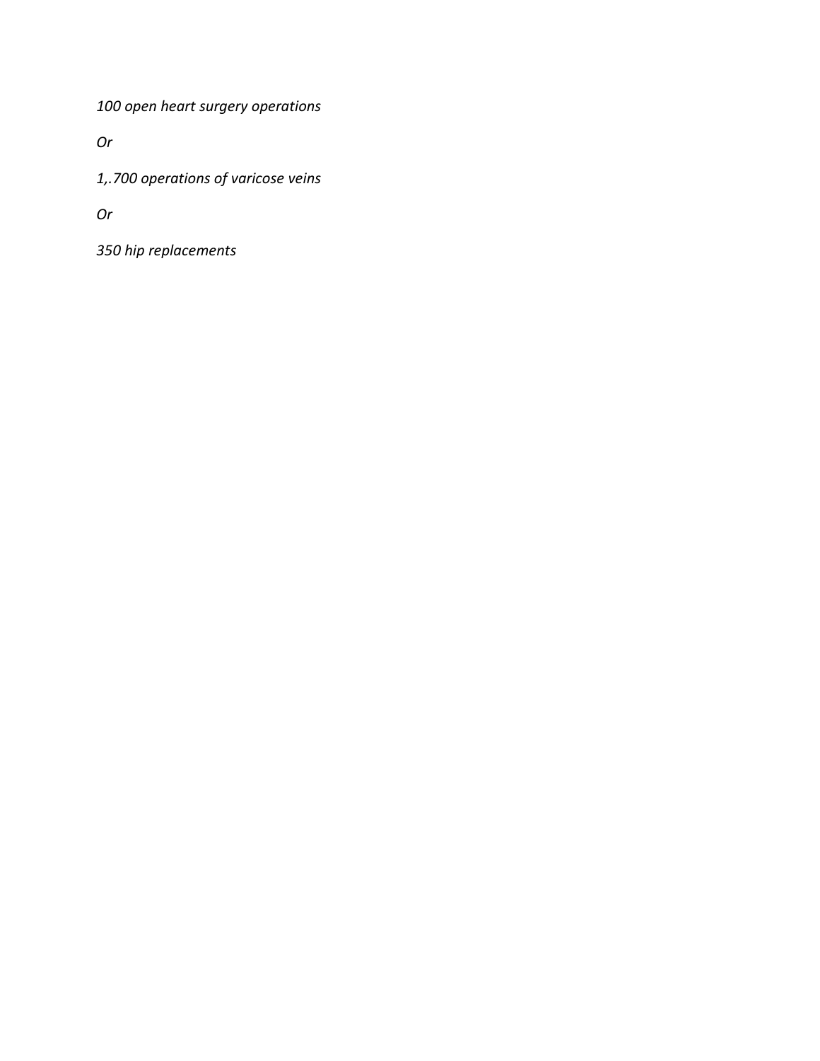*100 open heart surgery operations*

*Or*

*1,.700 operations of varicose veins*

*Or*

*350 hip replacements*